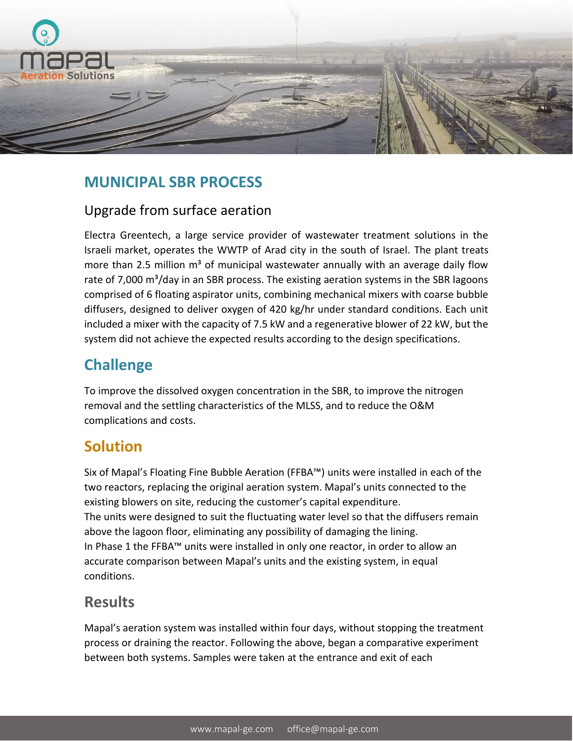# MUNICIPAL SBR PROCESS

## Upgrade from surface aeration

Electra Greentech, a large service provider of wastewater treatment solutions in the Israeli market, operates the WWTP of Arad city in the south of Israel. The plant treats more than 2.5 million m³ of municipal wastewater annually with an average daily flow rate of 7,000 m³/day in an SBR process. The existing aeration systems in the SBR lagoons comprised of 6 floating aspirator units, combining mechanical mixers with coarse bubble diffusers, designed to deliver oxygen of 420 kg/hr under standard conditions. Each unit included a mixer with the capacity of 7.5 kW and a regenerative blower of 22 kW, but the system did not achieve the expected results according to the design specifications.

## Challenge

To improve the dissolved oxygen concentration in the SBR, to improve the nitrogen removal and the settling characteristics of the MLSS, and to reduce the O&M complications and costs.

## Solution

Six of Mapal's Floating Fine Bubble Aeration (FFBA™) units were installed in each of the two reactors, replacing the original aeration system. Mapal's units connected to the existing blowers on site, reducing the customer's capital expenditure.
The units were designed to suit the fluctuating water level so that the diffusers remain above the lagoon floor, eliminating any possibility of damaging the lining.
In Phase 1 the FFBA™ units were installed in only one reactor, in order to allow an accurate comparison between Mapal's units and the existing system, in equal conditions.

## Results

Mapal's aeration system was installed within four days, without stopping the treatment process or draining the reactor. Following the above, began a comparative experiment between both systems. Samples were taken at the entrance and exit of each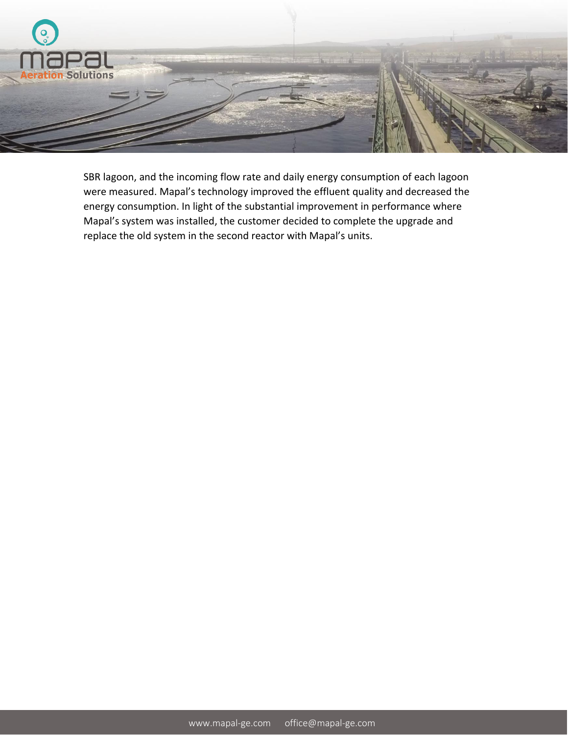SBR lagoon, and the incoming flow rate and daily energy consumption of each lagoon were measured. Mapal's technology improved the effluent quality and decreased the energy consumption. In light of the substantial improvement in performance where Mapal's system was installed, the customer decided to complete the upgrade and replace the old system in the second reactor with Mapal's units.